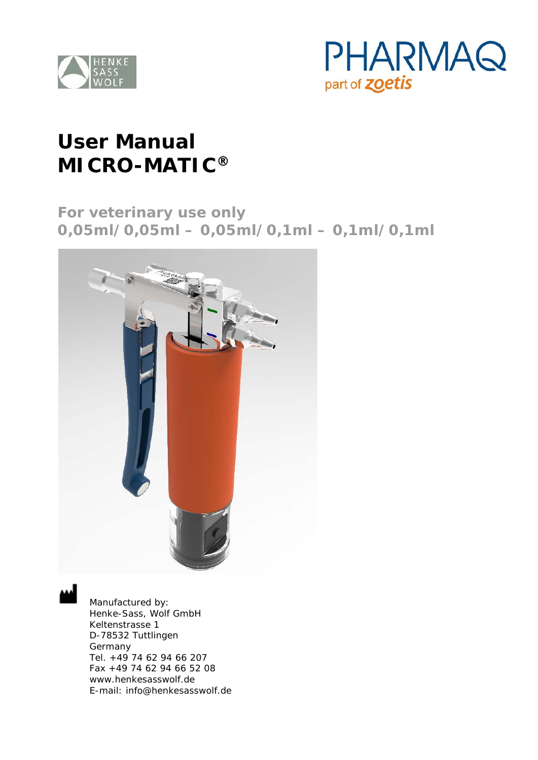HENKE SASS WOLF

PHARMAQ part of zoetis

# User Manual MICRO-MATIC®

## For veterinary use only
## 0,05ml/0,05ml – 0,05ml/0,1ml – 0,1ml/0,1ml

Manufactured by:
Henke-Sass, Wolf GmbH
Keltenstrasse 1
D-78532 Tuttlingen
Germany
Tel. +49 74 62 94 66 207
Fax +49 74 62 94 66 52 08
www.henkesasswolf.de
E-mail: info@henkesasswolf.de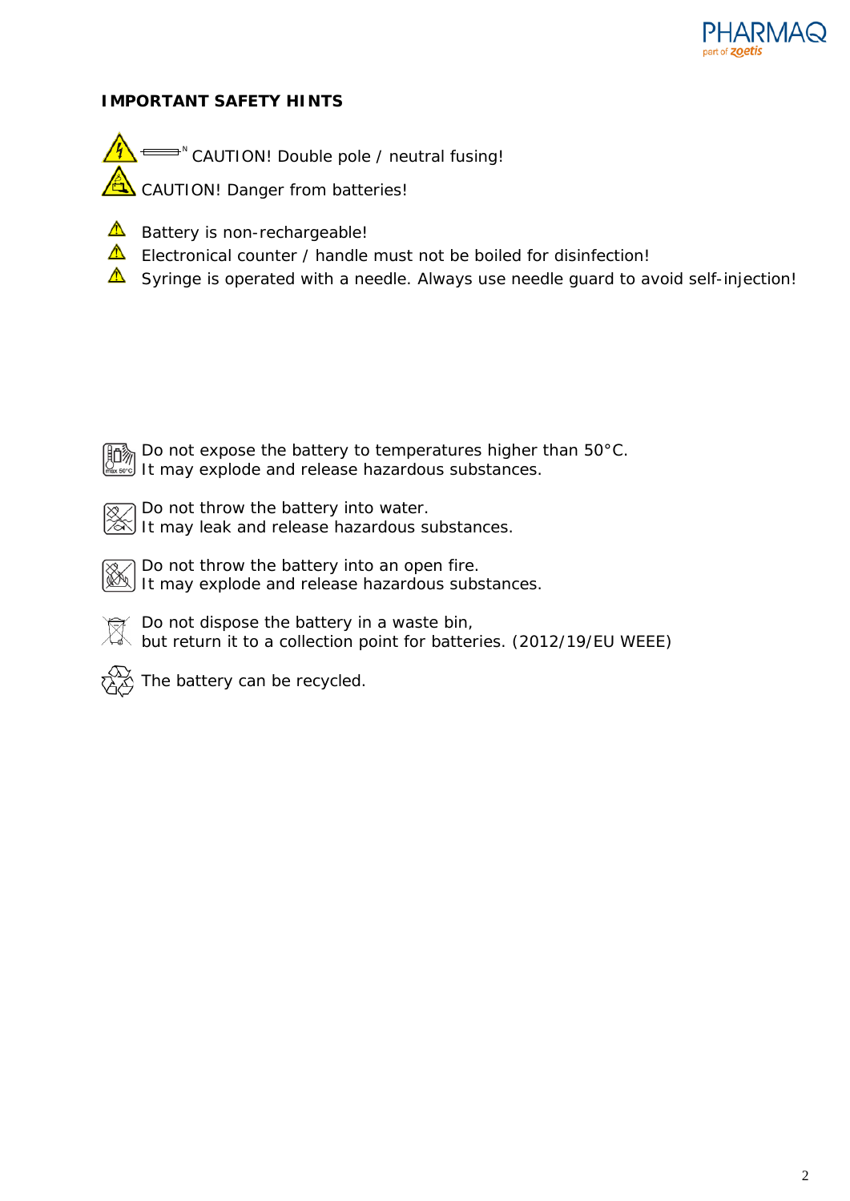## IMPORTANT SAFETY HINTS

CAUTION! Double pole / neutral fusing!

CAUTION! Danger from batteries!

- Battery is non-rechargeable!
- Electronical counter / handle must not be boiled for disinfection!
- Syringe is operated with a needle. Always use needle guard to avoid self-injection!

Do not expose the battery to temperatures higher than 50°C.
It may explode and release hazardous substances.

Do not throw the battery into water.
It may leak and release hazardous substances.

Do not throw the battery into an open fire.
It may explode and release hazardous substances.

Do not dispose the battery in a waste bin,
but return it to a collection point for batteries. (2012/19/EU WEEE)

The battery can be recycled.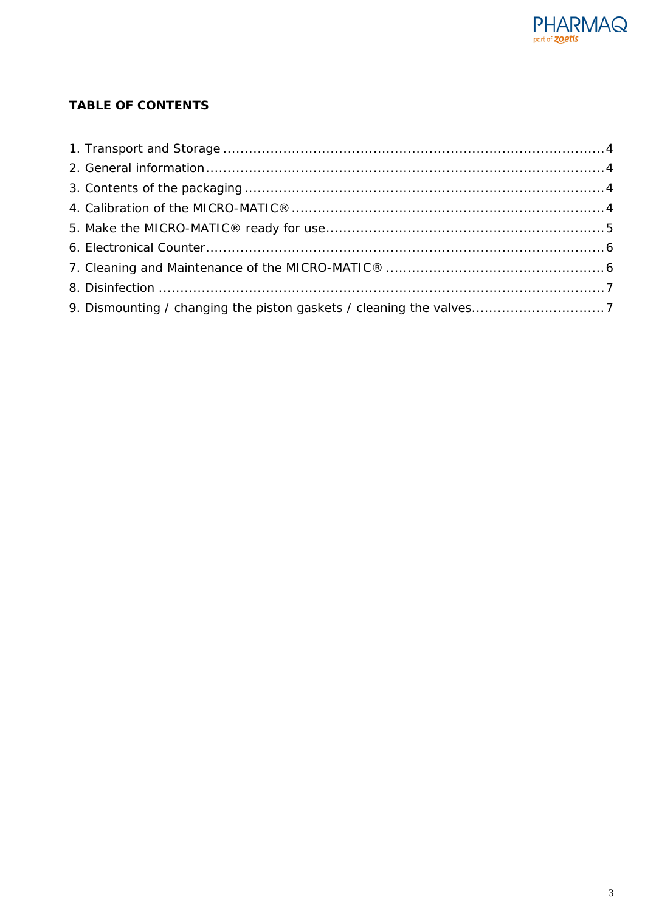**TABLE OF CONTENTS**

1. Transport and Storage .......................................................................................... 4
2. General information .............................................................................................. 4
3. Contents of the packaging ..................................................................................... 4
4. Calibration of the MICRO-MATIC® ......................................................................... 4
5. Make the MICRO-MATIC® ready for use .................................................................. 5
6. Electronical Counter .............................................................................................. 6
7. Cleaning and Maintenance of the MICRO-MATIC® .................................................... 6
8. Disinfection ........................................................................................................... 7
9. Dismounting / changing the piston gaskets / cleaning the valves ................................ 7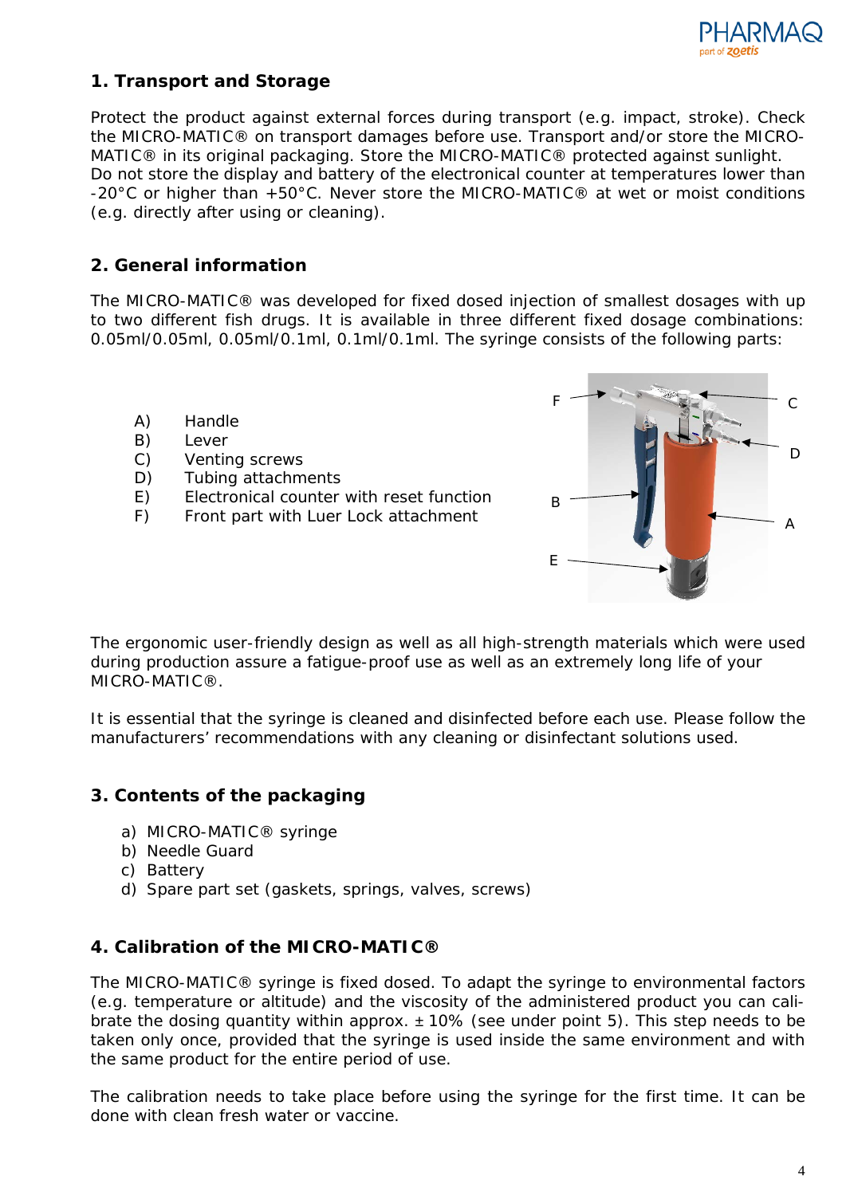## 1. Transport and Storage

Protect the product against external forces during transport (e.g. impact, stroke). Check the MICRO-MATIC® on transport damages before use. Transport and/or store the MICRO-MATIC® in its original packaging. Store the MICRO-MATIC® protected against sunlight. Do not store the display and battery of the electronical counter at temperatures lower than -20°C or higher than +50°C. Never store the MICRO-MATIC® at wet or moist conditions (e.g. directly after using or cleaning).

## 2. General information

The MICRO-MATIC® was developed for fixed dosed injection of smallest dosages with up to two different fish drugs. It is available in three different fixed dosage combinations: 0.05ml/0.05ml, 0.05ml/0.1ml, 0.1ml/0.1ml. The syringe consists of the following parts:

A) Handle
B) Lever
C) Venting screws
D) Tubing attachments
E) Electronical counter with reset function
F) Front part with Luer Lock attachment

The ergonomic user-friendly design as well as all high-strength materials which were used during production assure a fatigue-proof use as well as an extremely long life of your MICRO-MATIC®.

It is essential that the syringe is cleaned and disinfected before each use. Please follow the manufacturers' recommendations with any cleaning or disinfectant solutions used.

## 3. Contents of the packaging

a) MICRO-MATIC® syringe
b) Needle Guard
c) Battery
d) Spare part set (gaskets, springs, valves, screws)

## 4. Calibration of the MICRO-MATIC®

The MICRO-MATIC® syringe is fixed dosed. To adapt the syringe to environmental factors (e.g. temperature or altitude) and the viscosity of the administered product you can calibrate the dosing quantity within approx. ± 10% (see under point 5). This step needs to be taken only once, provided that the syringe is used inside the same environment and with the same product for the entire period of use.

The calibration needs to take place before using the syringe for the first time. It can be done with clean fresh water or vaccine.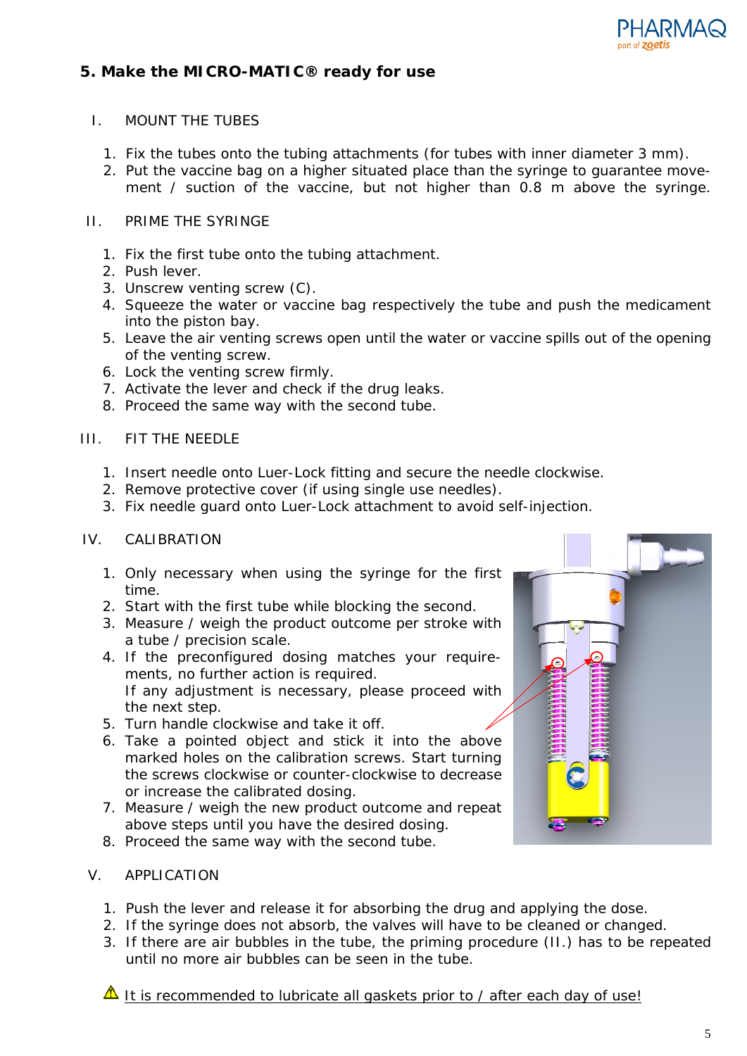## 5. Make the MICRO-MATIC® ready for use

I. MOUNT THE TUBES

1. Fix the tubes onto the tubing attachments (for tubes with inner diameter 3 mm).
2. Put the vaccine bag on a higher situated place than the syringe to guarantee movement / suction of the vaccine, but not higher than 0.8 m above the syringe.

II. PRIME THE SYRINGE

1. Fix the first tube onto the tubing attachment.
2. Push lever.
3. Unscrew venting screw (C).
4. Squeeze the water or vaccine bag respectively the tube and push the medicament into the piston bay.
5. Leave the air venting screws open until the water or vaccine spills out of the opening of the venting screw.
6. Lock the venting screw firmly.
7. Activate the lever and check if the drug leaks.
8. Proceed the same way with the second tube.

III. FIT THE NEEDLE

1. Insert needle onto Luer-Lock fitting and secure the needle clockwise.
2. Remove protective cover (if using single use needles).
3. Fix needle guard onto Luer-Lock attachment to avoid self-injection.

IV. CALIBRATION

1. Only necessary when using the syringe for the first time.
2. Start with the first tube while blocking the second.
3. Measure / weigh the product outcome per stroke with a tube / precision scale.
4. If the preconfigured dosing matches your requirements, no further action is required.
   If any adjustment is necessary, please proceed with the next step.
5. Turn handle clockwise and take it off.
6. Take a pointed object and stick it into the above marked holes on the calibration screws. Start turning the screws clockwise or counter-clockwise to decrease or increase the calibrated dosing.
7. Measure / weigh the new product outcome and repeat above steps until you have the desired dosing.
8. Proceed the same way with the second tube.

V. APPLICATION

1. Push the lever and release it for absorbing the drug and applying the dose.
2. If the syringe does not absorb, the valves will have to be cleaned or changed.
3. If there are air bubbles in the tube, the priming procedure (II.) has to be repeated until no more air bubbles can be seen in the tube.

⚠ It is recommended to lubricate all gaskets prior to / after each day of use!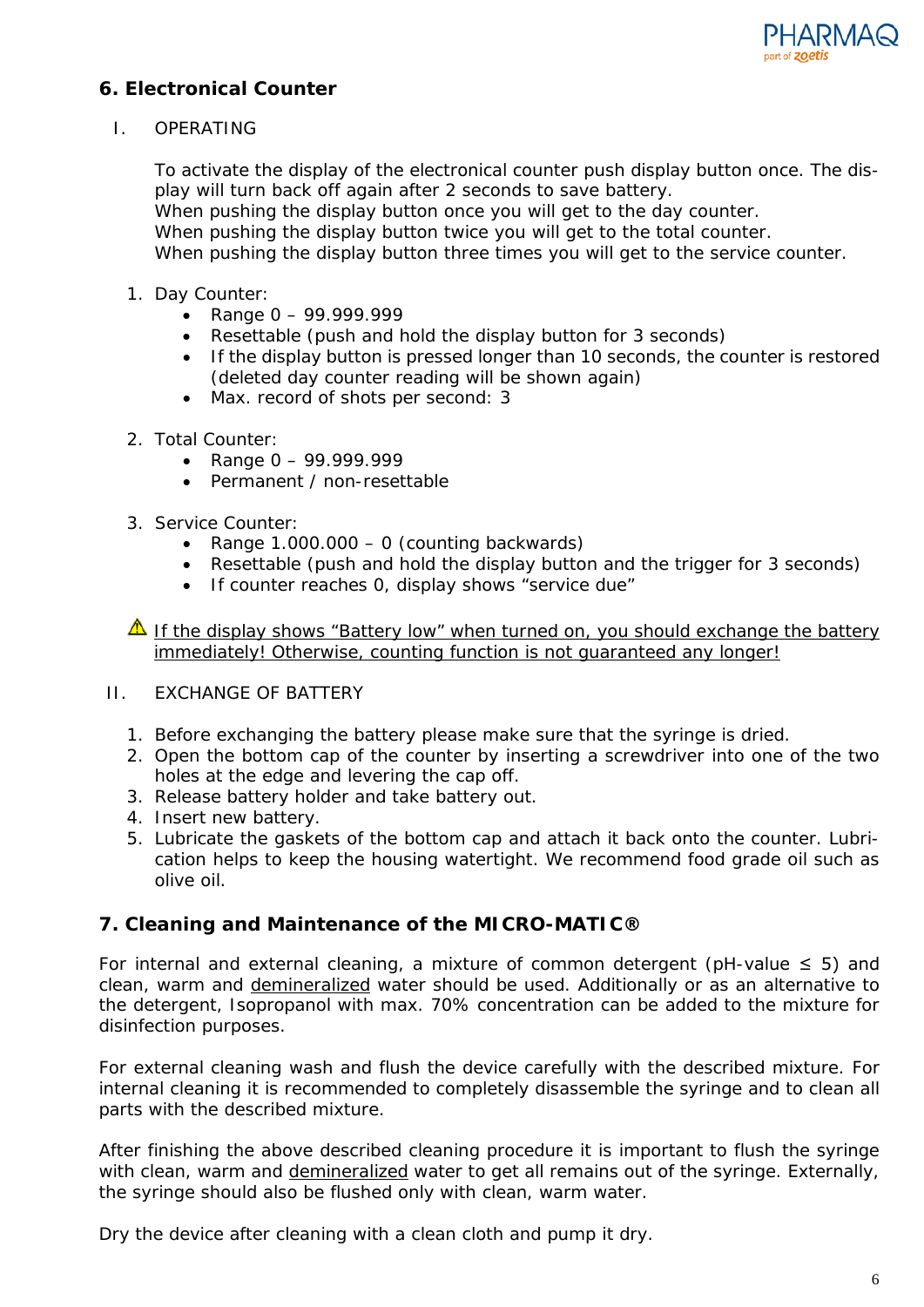## 6. Electronical Counter

I. OPERATING

To activate the display of the electronical counter push display button once. The display will turn back off again after 2 seconds to save battery.
When pushing the display button once you will get to the day counter.
When pushing the display button twice you will get to the total counter.
When pushing the display button three times you will get to the service counter.

1. Day Counter:
   - Range 0 – 99.999.999
   - Resettable (push and hold the display button for 3 seconds)
   - If the display button is pressed longer than 10 seconds, the counter is restored (deleted day counter reading will be shown again)
   - Max. record of shots per second: 3

2. Total Counter:
   - Range 0 – 99.999.999
   - Permanent / non-resettable

3. Service Counter:
   - Range 1.000.000 – 0 (counting backwards)
   - Resettable (push and hold the display button and the trigger for 3 seconds)
   - If counter reaches 0, display shows “service due”

⚠ <u>If the display shows “Battery low” when turned on, you should exchange the battery immediately! Otherwise, counting function is not guaranteed any longer!</u>

II. EXCHANGE OF BATTERY

1. Before exchanging the battery please make sure that the syringe is dried.
2. Open the bottom cap of the counter by inserting a screwdriver into one of the two holes at the edge and levering the cap off.
3. Release battery holder and take battery out.
4. Insert new battery.
5. Lubricate the gaskets of the bottom cap and attach it back onto the counter. Lubrication helps to keep the housing watertight. We recommend food grade oil such as olive oil.

## 7. Cleaning and Maintenance of the MICRO-MATIC®

For internal and external cleaning, a mixture of common detergent (pH-value ≤ 5) and clean, warm and <u>demineralized</u> water should be used. Additionally or as an alternative to the detergent, Isopropanol with max. 70% concentration can be added to the mixture for disinfection purposes.

For external cleaning wash and flush the device carefully with the described mixture. For internal cleaning it is recommended to completely disassemble the syringe and to clean all parts with the described mixture.

After finishing the above described cleaning procedure it is important to flush the syringe with clean, warm and <u>demineralized</u> water to get all remains out of the syringe. Externally, the syringe should also be flushed only with clean, warm water.

Dry the device after cleaning with a clean cloth and pump it dry.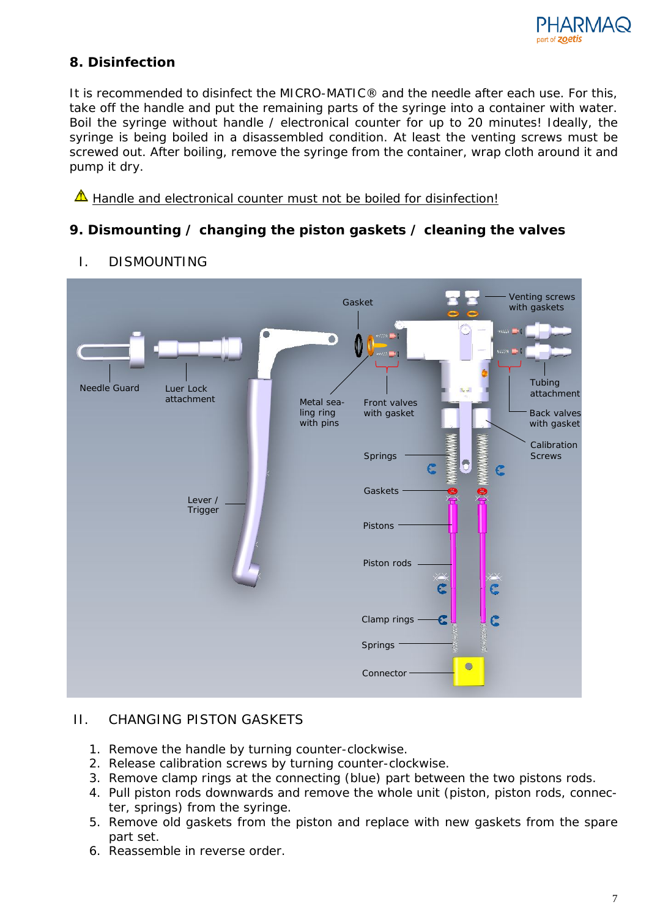## 8. Disinfection

It is recommended to disinfect the MICRO-MATIC® and the needle after each use. For this, take off the handle and put the remaining parts of the syringe into a container with water. Boil the syringe without handle / electronical counter for up to 20 minutes! Ideally, the syringe is being boiled in a disassembled condition. At least the venting screws must be screwed out. After boiling, remove the syringe from the container, wrap cloth around it and pump it dry.

⚠ Handle and electronical counter must not be boiled for disinfection!

## 9. Dismounting / changing the piston gaskets / cleaning the valves

### I. DISMOUNTING

Gasket · Venting screws with gaskets · Needle Guard · Luer Lock attachment · Metal sealing ring with pins · Front valves with gasket · Tubing attachment · Back valves with gasket · Calibration Screws · Springs · Lever / Trigger · Gaskets · Pistons · Piston rods · Clamp rings · Springs · Connector

### II. CHANGING PISTON GASKETS

1. Remove the handle by turning counter-clockwise.
2. Release calibration screws by turning counter-clockwise.
3. Remove clamp rings at the connecting (blue) part between the two pistons rods.
4. Pull piston rods downwards and remove the whole unit (piston, piston rods, connecter, springs) from the syringe.
5. Remove old gaskets from the piston and replace with new gaskets from the spare part set.
6. Reassemble in reverse order.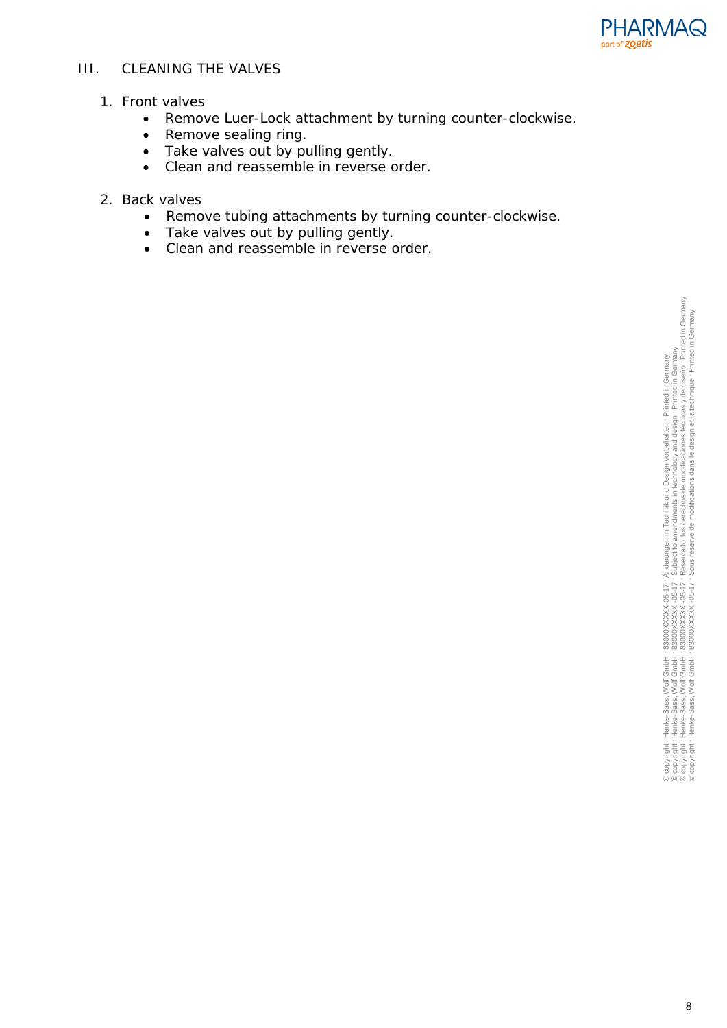## III. CLEANING THE VALVES

1. Front valves
    - Remove Luer-Lock attachment by turning counter-clockwise.
    - Remove sealing ring.
    - Take valves out by pulling gently.
    - Clean and reassemble in reverse order.

2. Back valves
    - Remove tubing attachments by turning counter-clockwise.
    - Take valves out by pulling gently.
    - Clean and reassemble in reverse order.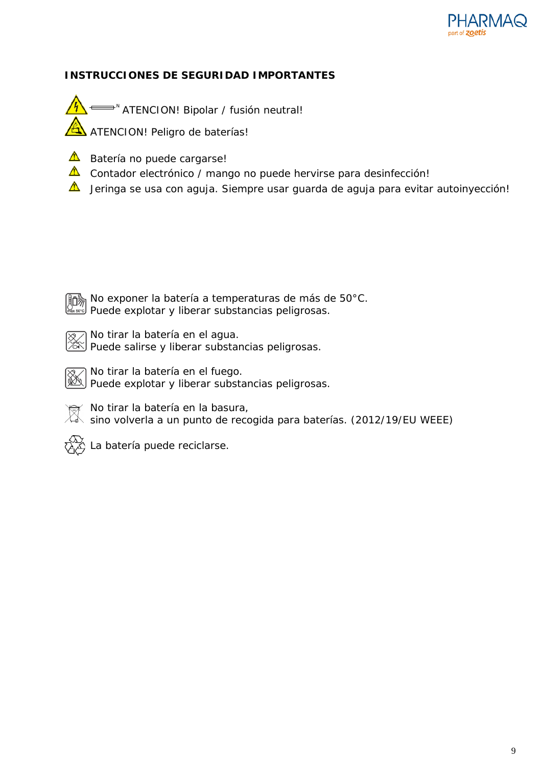## INSTRUCCIONES DE SEGURIDAD IMPORTANTES

ATENCION! Bipolar / fusión neutral!

ATENCION! Peligro de baterías!

- Batería no puede cargarse!
- Contador electrónico / mango no puede hervirse para desinfección!
- Jeringa se usa con aguja. Siempre usar guarda de aguja para evitar autoinyección!

No exponer la batería a temperaturas de más de 50°C.
Puede explotar y liberar substancias peligrosas.

No tirar la batería en el agua.
Puede salirse y liberar substancias peligrosas.

No tirar la batería en el fuego.
Puede explotar y liberar substancias peligrosas.

No tirar la batería en la basura,
sino volverla a un punto de recogida para baterías. (2012/19/EU WEEE)

La batería puede reciclarse.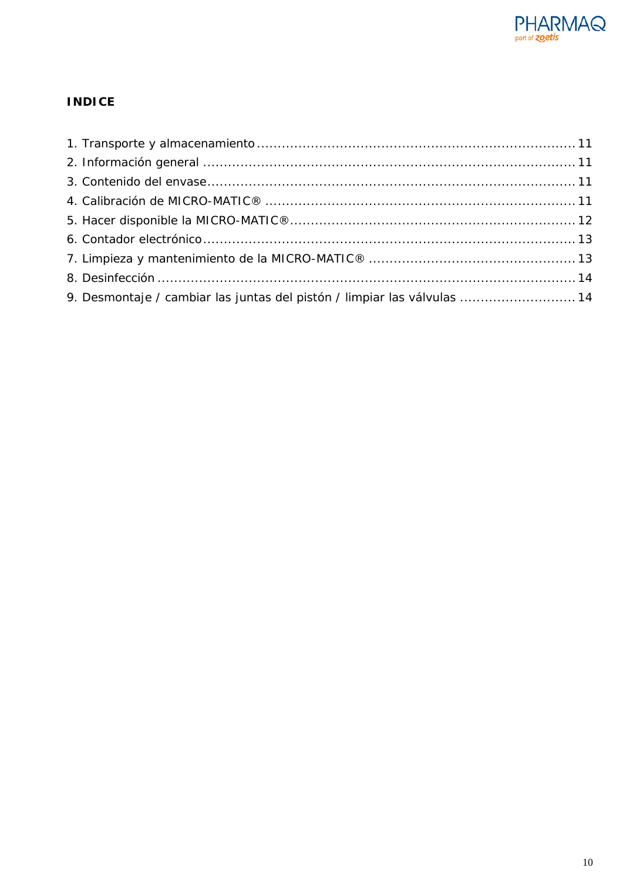**INDICE**

1. Transporte y almacenamiento ........................................................................ 11
2. Información general ...................................................................................... 11
3. Contenido del envase ..................................................................................... 11
4. Calibración de MICRO-MATIC® ...................................................................... 11
5. Hacer disponible la MICRO-MATIC® ................................................................ 12
6. Contador electrónico ...................................................................................... 13
7. Limpieza y mantenimiento de la MICRO-MATIC® ............................................. 13
8. Desinfección ................................................................................................. 14
9. Desmontaje / cambiar las juntas del pistón / limpiar las válvulas ........................ 14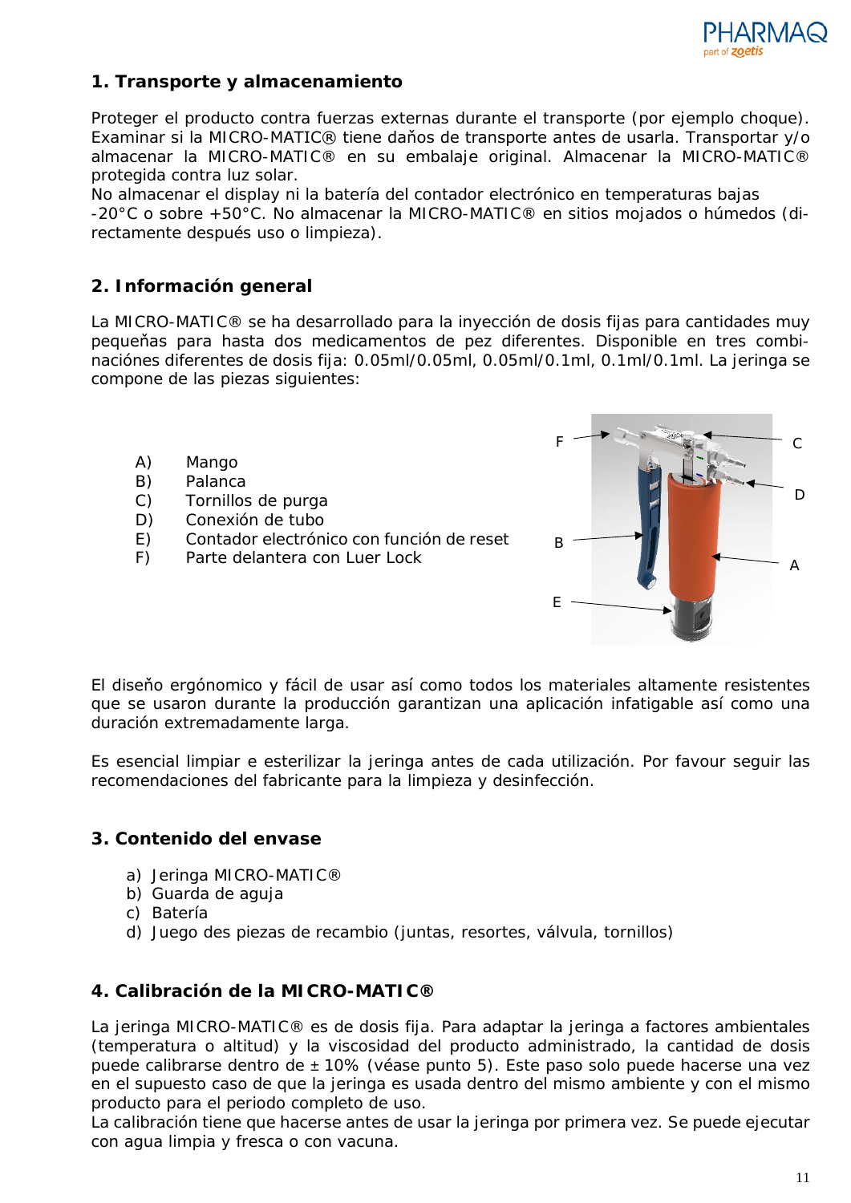## 1. Transporte y almacenamiento

Proteger el producto contra fuerzas externas durante el transporte (por ejemplo choque). Examinar si la MICRO-MATIC® tiene daños de transporte antes de usarla. Transportar y/o almacenar la MICRO-MATIC® en su embalaje original. Almacenar la MICRO-MATIC® protegida contra luz solar.
No almacenar el display ni la batería del contador electrónico en temperaturas bajas -20°C o sobre +50°C. No almacenar la MICRO-MATIC® en sitios mojados o húmedos (directamente después uso o limpieza).

## 2. Información general

La MICRO-MATIC® se ha desarrollado para la inyección de dosis fijas para cantidades muy pequeñas para hasta dos medicamentos de pez diferentes. Disponible en tres combinaciónes diferentes de dosis fija: 0.05ml/0.05ml, 0.05ml/0.1ml, 0.1ml/0.1ml. La jeringa se compone de las piezas siguientes:

A) Mango
B) Palanca
C) Tornillos de purga
D) Conexión de tubo
E) Contador electrónico con función de reset
F) Parte delantera con Luer Lock

El diseño ergónomico y fácil de usar así como todos los materiales altamente resistentes que se usaron durante la producción garantizan una aplicación infatigable así como una duración extremadamente larga.

Es esencial limpiar e esterilizar la jeringa antes de cada utilización. Por favour seguir las recomendaciones del fabricante para la limpieza y desinfección.

## 3. Contenido del envase

a) Jeringa MICRO-MATIC®
b) Guarda de aguja
c) Batería
d) Juego des piezas de recambio (juntas, resortes, válvula, tornillos)

## 4. Calibración de la MICRO-MATIC®

La jeringa MICRO-MATIC® es de dosis fija. Para adaptar la jeringa a factores ambientales (temperatura o altitud) y la viscosidad del producto administrado, la cantidad de dosis puede calibrarse dentro de ± 10% (véase punto 5). Este paso solo puede hacerse una vez en el supuesto caso de que la jeringa es usada dentro del mismo ambiente y con el mismo producto para el periodo completo de uso.
La calibración tiene que hacerse antes de usar la jeringa por primera vez. Se puede ejecutar con agua limpia y fresca o con vacuna.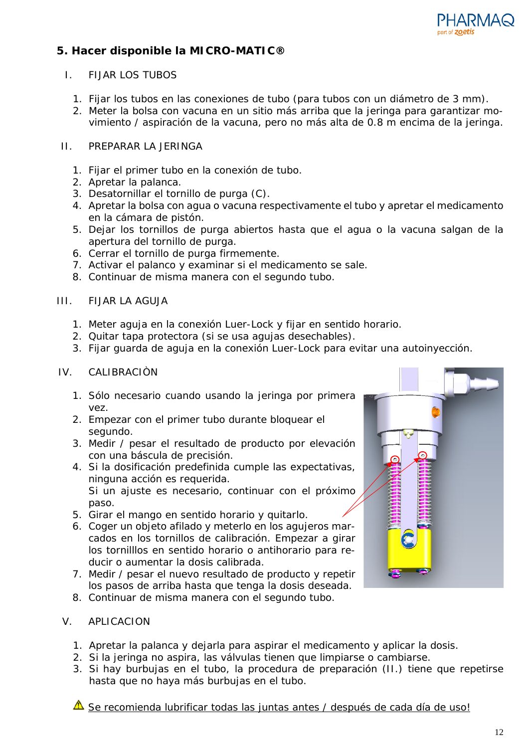## 5. Hacer disponible la MICRO-MATIC®

I. FIJAR LOS TUBOS

1. Fijar los tubos en las conexiones de tubo (para tubos con un diámetro de 3 mm).
2. Meter la bolsa con vacuna en un sitio más arriba que la jeringa para garantizar movimiento / aspiración de la vacuna, pero no más alta de 0.8 m encima de la jeringa.

II. PREPARAR LA JERINGA

1. Fijar el primer tubo en la conexión de tubo.
2. Apretar la palanca.
3. Desatornillar el tornillo de purga (C).
4. Apretar la bolsa con agua o vacuna respectivamente el tubo y apretar el medicamento en la cámara de pistón.
5. Dejar los tornillos de purga abiertos hasta que el agua o la vacuna salgan de la apertura del tornillo de purga.
6. Cerrar el tornillo de purga firmemente.
7. Activar el palanco y examinar si el medicamento se sale.
8. Continuar de misma manera con el segundo tubo.

III. FIJAR LA AGUJA

1. Meter aguja en la conexión Luer-Lock y fijar en sentido horario.
2. Quitar tapa protectora (si se usa agujas desechables).
3. Fijar guarda de aguja en la conexión Luer-Lock para evitar una autoinyección.

IV. CALIBRACIÒN

1. Sólo necesario cuando usando la jeringa por primera vez.
2. Empezar con el primer tubo durante bloquear el segundo.
3. Medir / pesar el resultado de producto por elevación con una báscula de precisión.
4. Si la dosificación predefinida cumple las expectativas, ninguna acción es requerida.
   Si un ajuste es necesario, continuar con el próximo paso.
5. Girar el mango en sentido horario y quitarlo.
6. Coger un objeto afilado y meterlo en los agujeros marcados en los tornillos de calibración. Empezar a girar los tornilllos en sentido horario o antihorario para reducir o aumentar la dosis calibrada.
7. Medir / pesar el nuevo resultado de producto y repetir los pasos de arriba hasta que tenga la dosis deseada.
8. Continuar de misma manera con el segundo tubo.

V. APLICACION

1. Apretar la palanca y dejarla para aspirar el medicamento y aplicar la dosis.
2. Si la jeringa no aspira, las válvulas tienen que limpiarse o cambiarse.
3. Si hay burbujas en el tubo, la procedura de preparación (II.) tiene que repetirse hasta que no haya más burbujas en el tubo.

⚠ Se recomienda lubrificar todas las juntas antes / después de cada día de uso!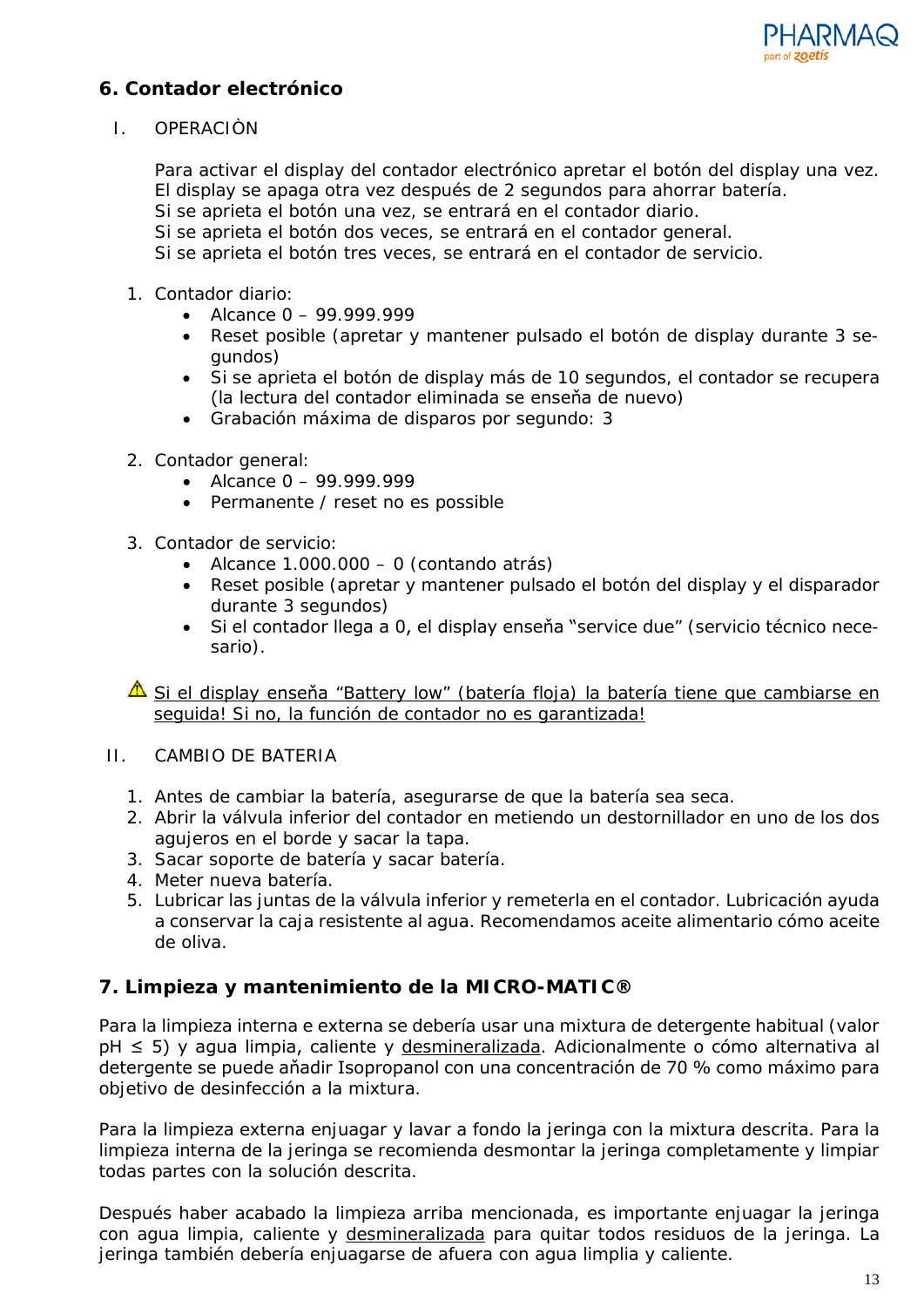## 6. Contador electrónico

I. OPERACIÒN

Para activar el display del contador electrónico apretar el botón del display una vez. El display se apaga otra vez después de 2 segundos para ahorrar batería.
Si se aprieta el botón una vez, se entrará en el contador diario.
Si se aprieta el botón dos veces, se entrará en el contador general.
Si se aprieta el botón tres veces, se entrará en el contador de servicio.

1. Contador diario:
   - Alcance 0 – 99.999.999
   - Reset posible (apretar y mantener pulsado el botón de display durante 3 segundos)
   - Si se aprieta el botón de display más de 10 segundos, el contador se recupera (la lectura del contador eliminada se enseña de nuevo)
   - Grabación máxima de disparos por segundo: 3

2. Contador general:
   - Alcance 0 – 99.999.999
   - Permanente / reset no es possible

3. Contador de servicio:
   - Alcance 1.000.000 – 0 (contando atrás)
   - Reset posible (apretar y mantener pulsado el botón del display y el disparador durante 3 segundos)
   - Si el contador llega a 0, el display enseña "service due" (servicio técnico necesario).

⚠ Si el display enseña "Battery low" (batería floja) la batería tiene que cambiarse en seguida! Si no, la función de contador no es garantizada!

II. CAMBIO DE BATERIA

1. Antes de cambiar la batería, asegurarse de que la batería sea seca.
2. Abrir la válvula inferior del contador en metiendo un destornillador en uno de los dos agujeros en el borde y sacar la tapa.
3. Sacar soporte de batería y sacar batería.
4. Meter nueva batería.
5. Lubricar las juntas de la válvula inferior y remeterla en el contador. Lubricación ayuda a conservar la caja resistente al agua. Recomendamos aceite alimentario cómo aceite de oliva.

## 7. Limpieza y mantenimiento de la MICRO-MATIC®

Para la limpieza interna e externa se debería usar una mixtura de detergente habitual (valor pH ≤ 5) y agua limpia, caliente y desmineralizada. Adicionalmente o cómo alternativa al detergente se puede añadir Isopropanol con una concentración de 70 % como máximo para objetivo de desinfección a la mixtura.

Para la limpieza externa enjuagar y lavar a fondo la jeringa con la mixtura descrita. Para la limpieza interna de la jeringa se recomienda desmontar la jeringa completamente y limpiar todas partes con la solución descrita.

Después haber acabado la limpieza arriba mencionada, es importante enjuagar la jeringa con agua limpia, caliente y desmineralizada para quitar todos residuos de la jeringa. La jeringa también debería enjuagarse de afuera con agua limplia y caliente.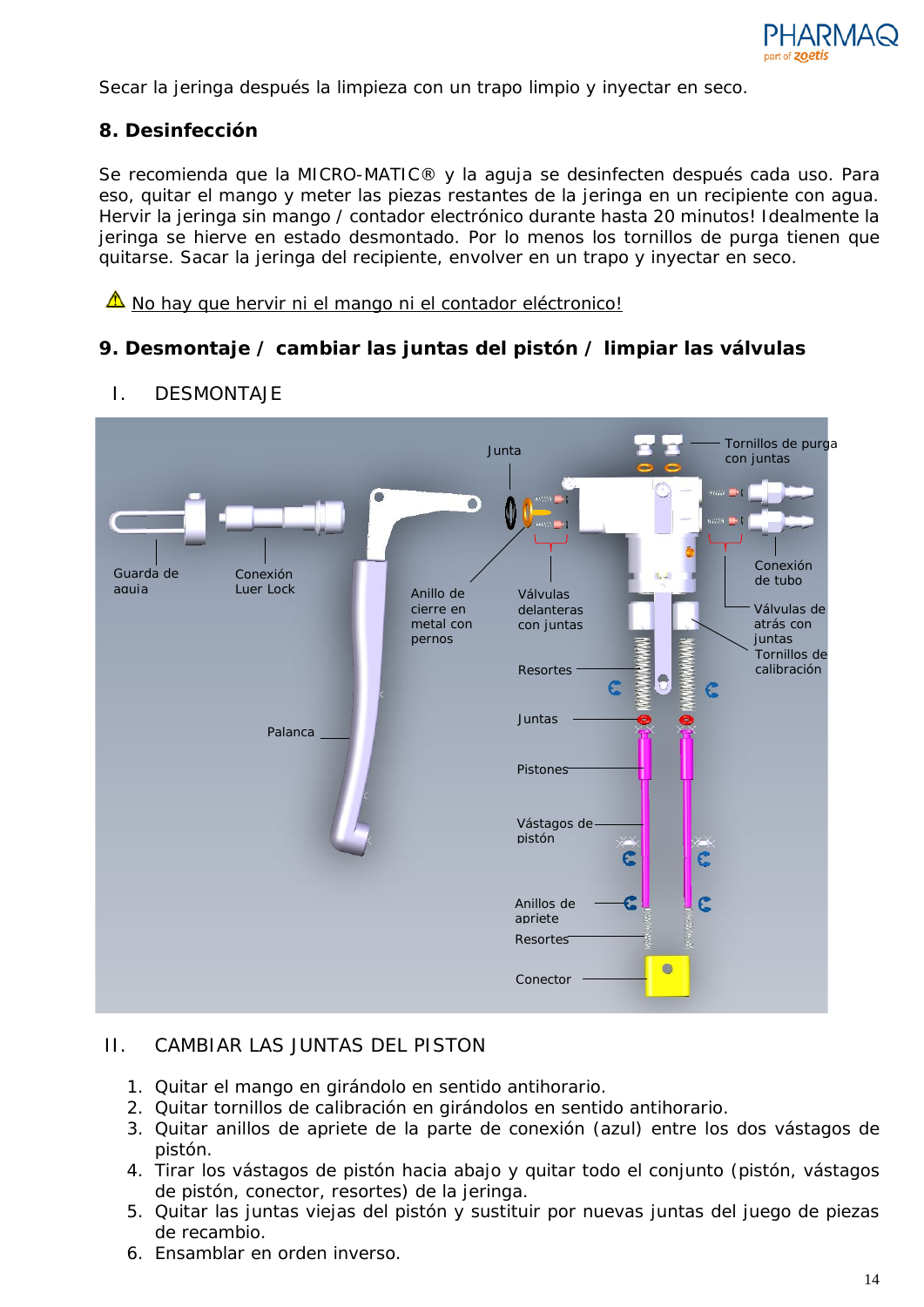Secar la jeringa después la limpieza con un trapo limpio y inyectar en seco.

## 8. Desinfección

Se recomienda que la MICRO-MATIC® y la aguja se desinfecten después cada uso. Para eso, quitar el mango y meter las piezas restantes de la jeringa en un recipiente con agua. Hervir la jeringa sin mango / contador electrónico durante hasta 20 minutos! Idealmente la jeringa se hierve en estado desmontado. Por lo menos los tornillos de purga tienen que quitarse. Sacar la jeringa del recipiente, envolver en un trapo y inyectar en seco.

⚠ No hay que hervir ni el mango ni el contador eléctronico!

## 9. Desmontaje / cambiar las juntas del pistón / limpiar las válvulas

### I. DESMONTAJE

Guarda de aguia
Conexión Luer Lock
Palanca
Junta
Anillo de cierre en metal con pernos
Válvulas delanteras con juntas
Tornillos de purga con juntas
Conexión de tubo
Válvulas de atrás con juntas
Tornillos de calibración
Resortes
Juntas
Pistones
Vástagos de pistón
Anillos de apriete
Resortes
Conector

### II. CAMBIAR LAS JUNTAS DEL PISTON

1. Quitar el mango en girándolo en sentido antihorario.
2. Quitar tornillos de calibración en girándolos en sentido antihorario.
3. Quitar anillos de apriete de la parte de conexión (azul) entre los dos vástagos de pistón.
4. Tirar los vástagos de pistón hacia abajo y quitar todo el conjunto (pistón, vástagos de pistón, conector, resortes) de la jeringa.
5. Quitar las juntas viejas del pistón y sustituir por nuevas juntas del juego de piezas de recambio.
6. Ensamblar en orden inverso.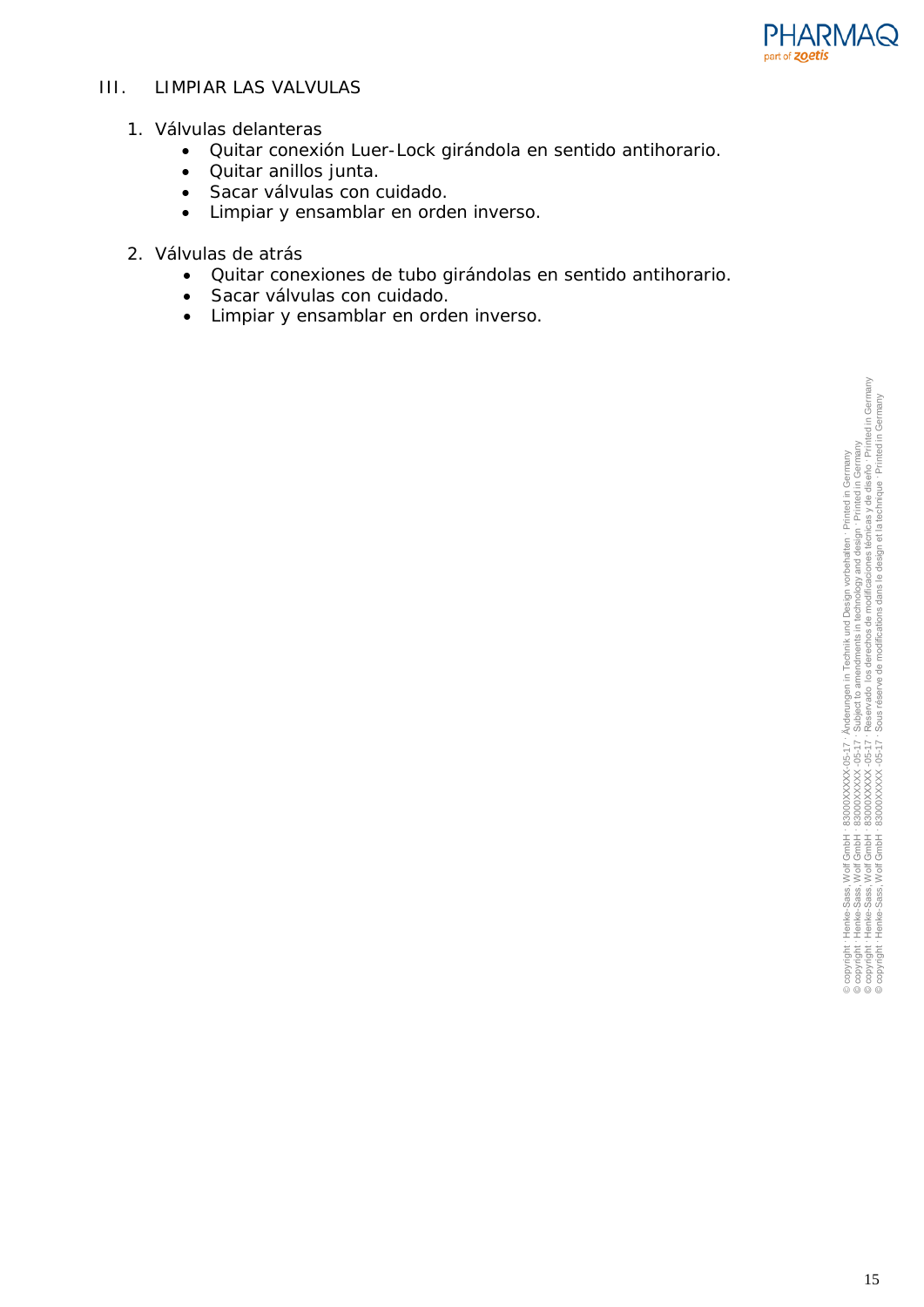## III. LIMPIAR LAS VALVULAS

1. Válvulas delanteras
   - Quitar conexión Luer-Lock girándola en sentido antihorario.
   - Quitar anillos junta.
   - Sacar válvulas con cuidado.
   - Limpiar y ensamblar en orden inverso.

2. Válvulas de atrás
   - Quitar conexiones de tubo girándolas en sentido antihorario.
   - Sacar válvulas con cuidado.
   - Limpiar y ensamblar en orden inverso.